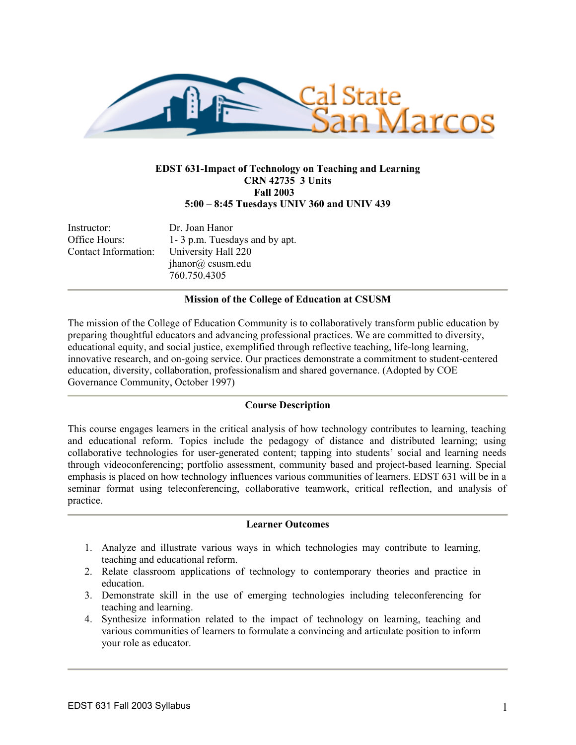**EDST 631-Impact of Technology on Teaching and Learning**
**CRN 42735 3 Units**
**Fall 2003**
**5:00 – 8:45 Tuesdays UNIV 360 and UNIV 439**

| | |
|---|---|
| Instructor: | Dr. Joan Hanor |
| Office Hours: | 1- 3 p.m. Tuesdays and by apt. |
| Contact Information: | University Hall 220 |
| | jhanor@ csusm.edu |
| | 760.750.4305 |

## Mission of the College of Education at CSUSM

The mission of the College of Education Community is to collaboratively transform public education by preparing thoughtful educators and advancing professional practices. We are committed to diversity, educational equity, and social justice, exemplified through reflective teaching, life-long learning, innovative research, and on-going service. Our practices demonstrate a commitment to student-centered education, diversity, collaboration, professionalism and shared governance. (Adopted by COE Governance Community, October 1997)

## Course Description

This course engages learners in the critical analysis of how technology contributes to learning, teaching and educational reform. Topics include the pedagogy of distance and distributed learning; using collaborative technologies for user-generated content; tapping into students' social and learning needs through videoconferencing; portfolio assessment, community based and project-based learning. Special emphasis is placed on how technology influences various communities of learners. EDST 631 will be in a seminar format using teleconferencing, collaborative teamwork, critical reflection, and analysis of practice.

## Learner Outcomes

1. Analyze and illustrate various ways in which technologies may contribute to learning, teaching and educational reform.
2. Relate classroom applications of technology to contemporary theories and practice in education.
3. Demonstrate skill in the use of emerging technologies including teleconferencing for teaching and learning.
4. Synthesize information related to the impact of technology on learning, teaching and various communities of learners to formulate a convincing and articulate position to inform your role as educator.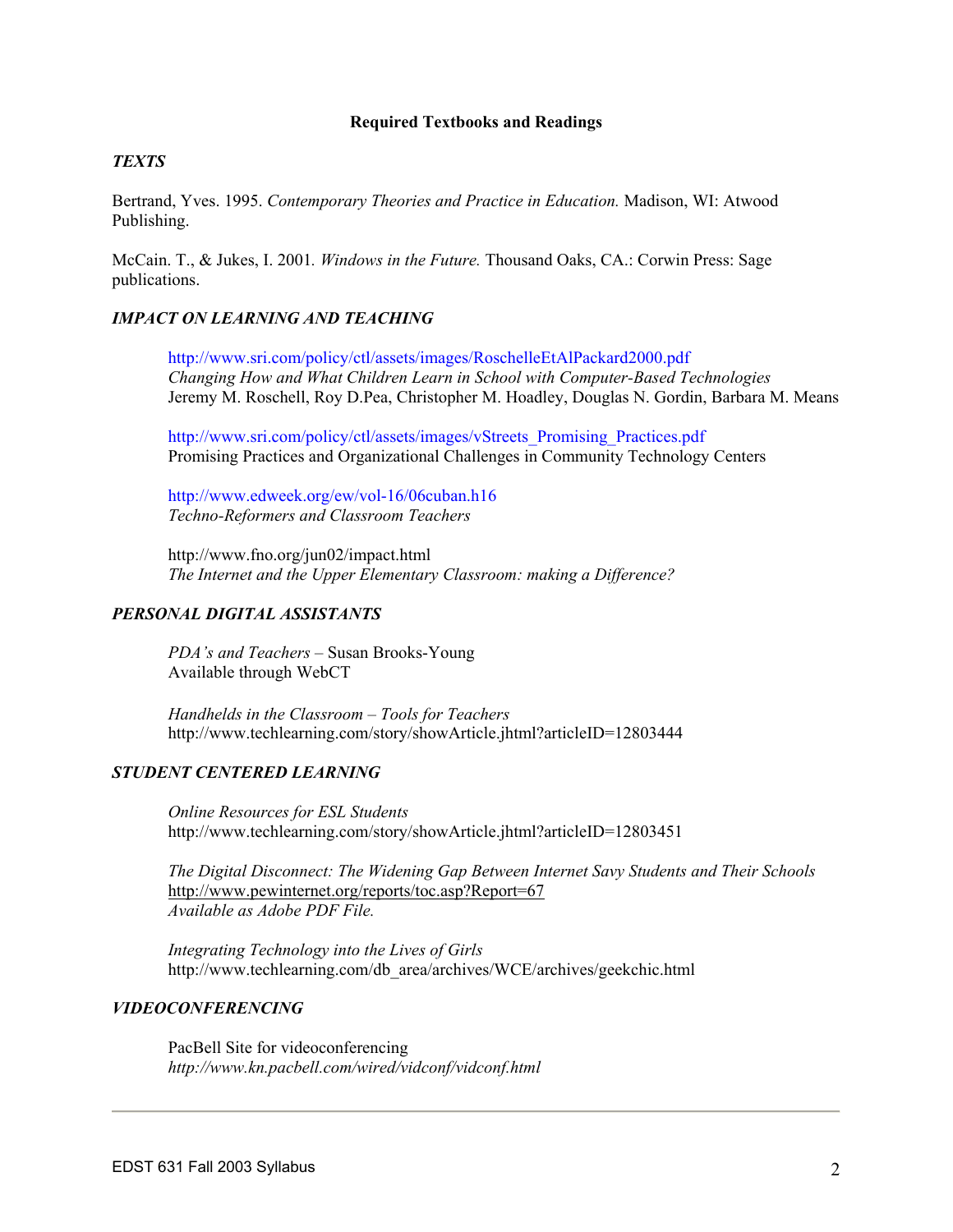## Required Textbooks and Readings

### *TEXTS*

Bertrand, Yves. 1995. *Contemporary Theories and Practice in Education.* Madison, WI: Atwood Publishing.

McCain. T., & Jukes, I. 2001. *Windows in the Future.* Thousand Oaks, CA.: Corwin Press: Sage publications.

### *IMPACT ON LEARNING AND TEACHING*

http://www.sri.com/policy/ctl/assets/images/RoschelleEtAlPackard2000.pdf
*Changing How and What Children Learn in School with Computer-Based Technologies*
Jeremy M. Roschell, Roy D.Pea, Christopher M. Hoadley, Douglas N. Gordin, Barbara M. Means

http://www.sri.com/policy/ctl/assets/images/vStreets_Promising_Practices.pdf
Promising Practices and Organizational Challenges in Community Technology Centers

http://www.edweek.org/ew/vol-16/06cuban.h16
*Techno-Reformers and Classroom Teachers*

http://www.fno.org/jun02/impact.html
*The Internet and the Upper Elementary Classroom: making a Difference?*

### *PERSONAL DIGITAL ASSISTANTS*

*PDA's and Teachers* – Susan Brooks-Young
Available through WebCT

*Handhelds in the Classroom – Tools for Teachers*
http://www.techlearning.com/story/showArticle.jhtml?articleID=12803444

### *STUDENT CENTERED LEARNING*

*Online Resources for ESL Students*
http://www.techlearning.com/story/showArticle.jhtml?articleID=12803451

*The Digital Disconnect: The Widening Gap Between Internet Savy Students and Their Schools*
http://www.pewinternet.org/reports/toc.asp?Report=67
*Available as Adobe PDF File.*

*Integrating Technology into the Lives of Girls*
http://www.techlearning.com/db_area/archives/WCE/archives/geekchic.html

### *VIDEOCONFERENCING*

PacBell Site for videoconferencing
*http://www.kn.pacbell.com/wired/vidconf/vidconf.html*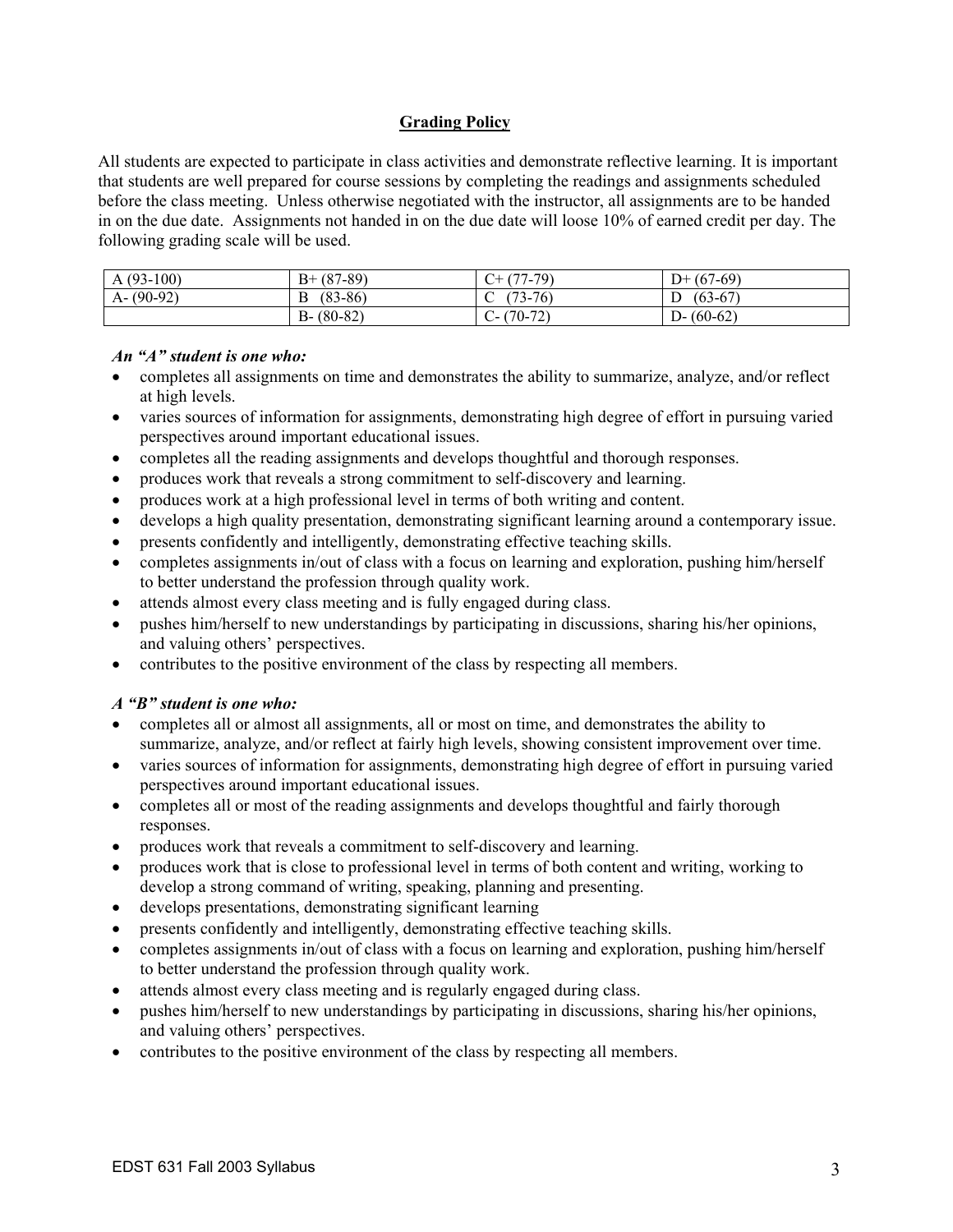## Grading Policy

All students are expected to participate in class activities and demonstrate reflective learning. It is important that students are well prepared for course sessions by completing the readings and assignments scheduled before the class meeting. Unless otherwise negotiated with the instructor, all assignments are to be handed in on the due date. Assignments not handed in on the due date will loose 10% of earned credit per day. The following grading scale will be used.

| A (93-100) | B+ (87-89) | C+ (77-79) | D+ (67-69) |
|---|---|---|---|
| A- (90-92) | B (83-86) | C (73-76) | D (63-67) |
| | B- (80-82) | C- (70-72) | D- (60-62) |

***An "A" student is one who:***

- completes all assignments on time and demonstrates the ability to summarize, analyze, and/or reflect at high levels.
- varies sources of information for assignments, demonstrating high degree of effort in pursuing varied perspectives around important educational issues.
- completes all the reading assignments and develops thoughtful and thorough responses.
- produces work that reveals a strong commitment to self-discovery and learning.
- produces work at a high professional level in terms of both writing and content.
- develops a high quality presentation, demonstrating significant learning around a contemporary issue.
- presents confidently and intelligently, demonstrating effective teaching skills.
- completes assignments in/out of class with a focus on learning and exploration, pushing him/herself to better understand the profession through quality work.
- attends almost every class meeting and is fully engaged during class.
- pushes him/herself to new understandings by participating in discussions, sharing his/her opinions, and valuing others' perspectives.
- contributes to the positive environment of the class by respecting all members.

***A "B" student is one who:***

- completes all or almost all assignments, all or most on time, and demonstrates the ability to summarize, analyze, and/or reflect at fairly high levels, showing consistent improvement over time.
- varies sources of information for assignments, demonstrating high degree of effort in pursuing varied perspectives around important educational issues.
- completes all or most of the reading assignments and develops thoughtful and fairly thorough responses.
- produces work that reveals a commitment to self-discovery and learning.
- produces work that is close to professional level in terms of both content and writing, working to develop a strong command of writing, speaking, planning and presenting.
- develops presentations, demonstrating significant learning
- presents confidently and intelligently, demonstrating effective teaching skills.
- completes assignments in/out of class with a focus on learning and exploration, pushing him/herself to better understand the profession through quality work.
- attends almost every class meeting and is regularly engaged during class.
- pushes him/herself to new understandings by participating in discussions, sharing his/her opinions, and valuing others' perspectives.
- contributes to the positive environment of the class by respecting all members.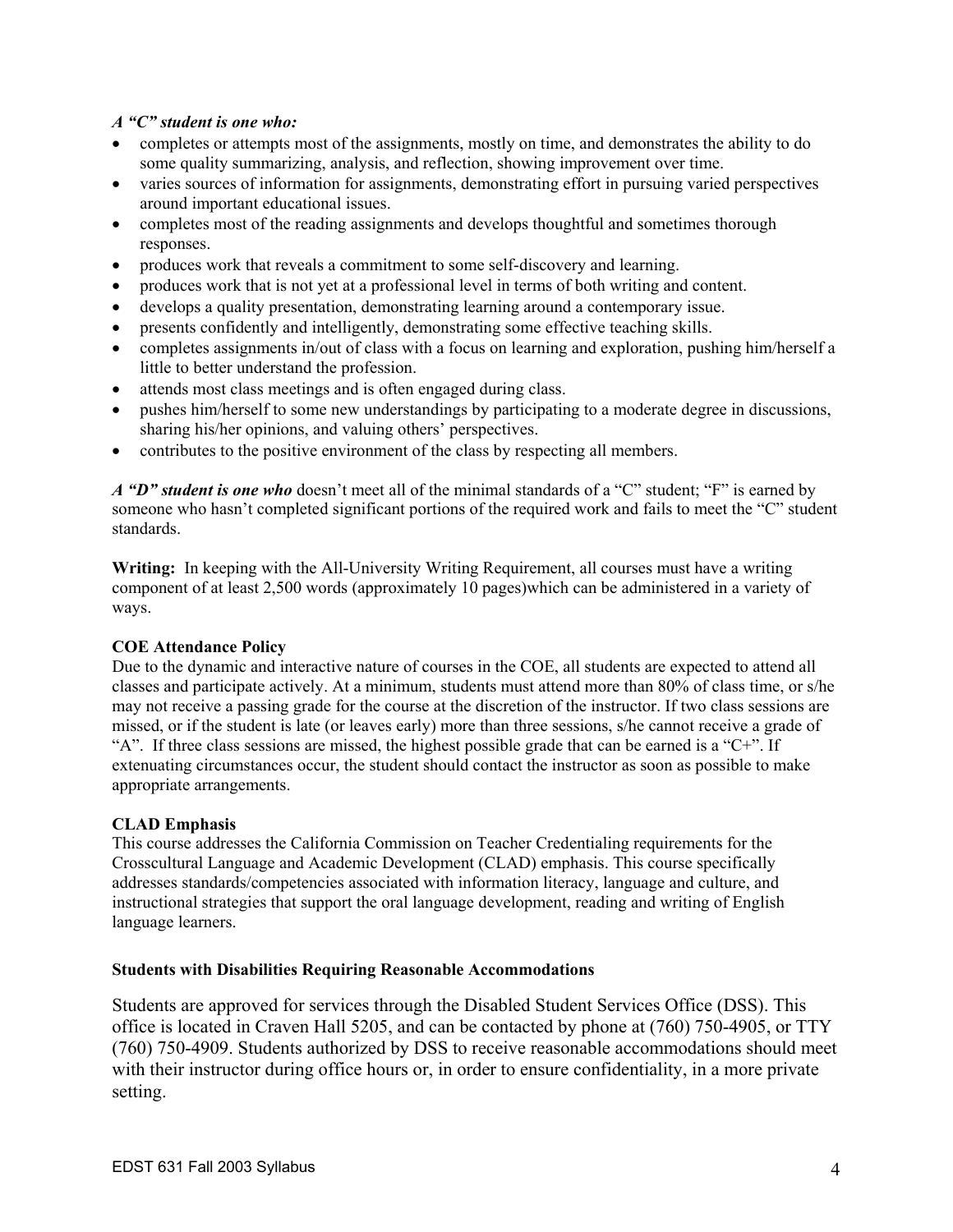***A "C" student is one who:***

- completes or attempts most of the assignments, mostly on time, and demonstrates the ability to do some quality summarizing, analysis, and reflection, showing improvement over time.
- varies sources of information for assignments, demonstrating effort in pursuing varied perspectives around important educational issues.
- completes most of the reading assignments and develops thoughtful and sometimes thorough responses.
- produces work that reveals a commitment to some self-discovery and learning.
- produces work that is not yet at a professional level in terms of both writing and content.
- develops a quality presentation, demonstrating learning around a contemporary issue.
- presents confidently and intelligently, demonstrating some effective teaching skills.
- completes assignments in/out of class with a focus on learning and exploration, pushing him/herself a little to better understand the profession.
- attends most class meetings and is often engaged during class.
- pushes him/herself to some new understandings by participating to a moderate degree in discussions, sharing his/her opinions, and valuing others' perspectives.
- contributes to the positive environment of the class by respecting all members.

***A "D" student is one who*** doesn't meet all of the minimal standards of a "C" student; "F" is earned by someone who hasn't completed significant portions of the required work and fails to meet the "C" student standards.

**Writing:** In keeping with the All-University Writing Requirement, all courses must have a writing component of at least 2,500 words (approximately 10 pages)which can be administered in a variety of ways.

**COE Attendance Policy**

Due to the dynamic and interactive nature of courses in the COE, all students are expected to attend all classes and participate actively. At a minimum, students must attend more than 80% of class time, or s/he may not receive a passing grade for the course at the discretion of the instructor. If two class sessions are missed, or if the student is late (or leaves early) more than three sessions, s/he cannot receive a grade of "A". If three class sessions are missed, the highest possible grade that can be earned is a "C+". If extenuating circumstances occur, the student should contact the instructor as soon as possible to make appropriate arrangements.

**CLAD Emphasis**

This course addresses the California Commission on Teacher Credentialing requirements for the Crosscultural Language and Academic Development (CLAD) emphasis. This course specifically addresses standards/competencies associated with information literacy, language and culture, and instructional strategies that support the oral language development, reading and writing of English language learners.

**Students with Disabilities Requiring Reasonable Accommodations**

Students are approved for services through the Disabled Student Services Office (DSS). This office is located in Craven Hall 5205, and can be contacted by phone at (760) 750-4905, or TTY (760) 750-4909. Students authorized by DSS to receive reasonable accommodations should meet with their instructor during office hours or, in order to ensure confidentiality, in a more private setting.